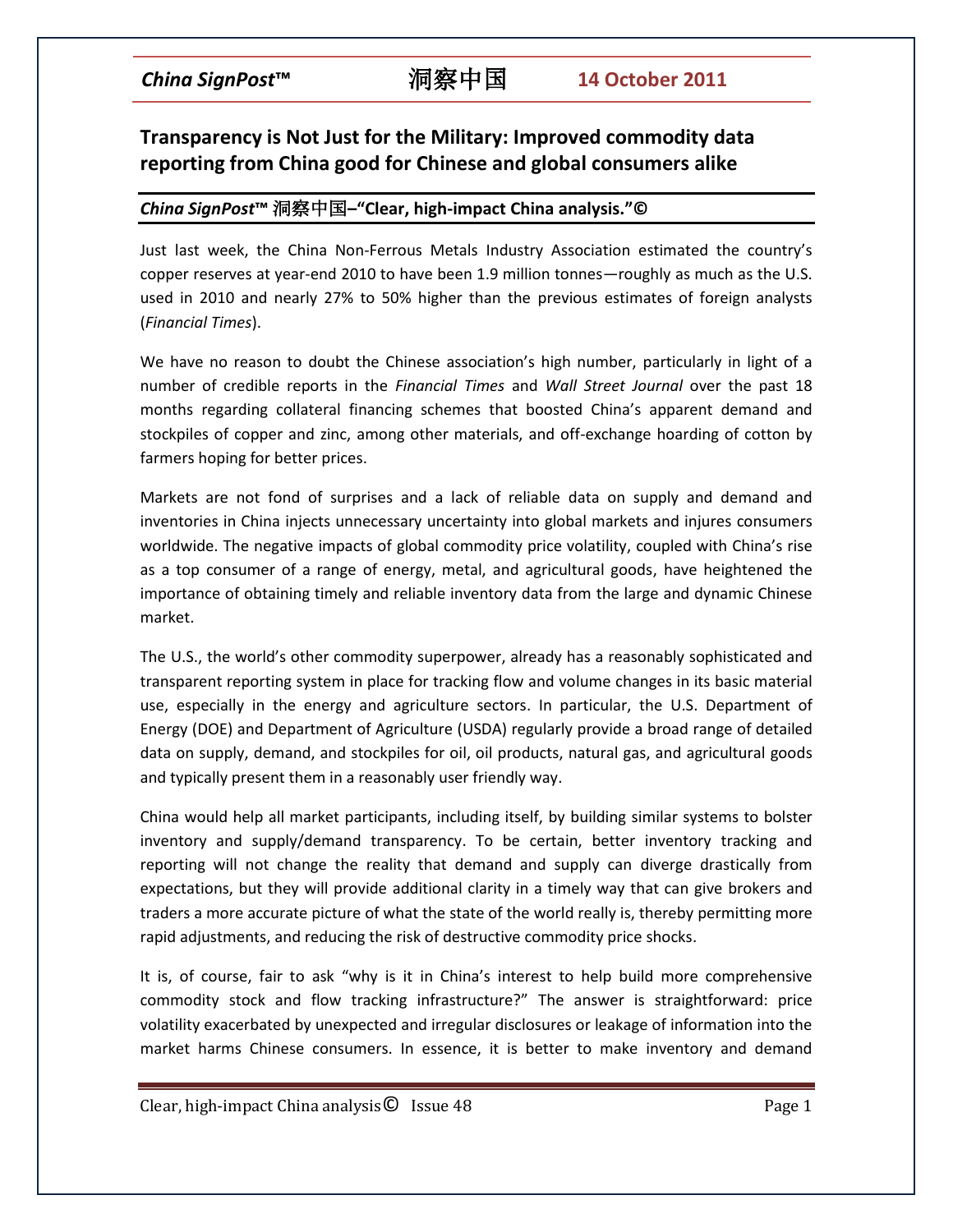## Transparency is Not Just for the Military: Improved commodity data reporting from China good for Chinese and global consumers alike

***China SignPost*™ 洞察中国–"Clear, high-impact China analysis."©**

Just last week, the China Non-Ferrous Metals Industry Association estimated the country's copper reserves at year-end 2010 to have been 1.9 million tonnes—roughly as much as the U.S. used in 2010 and nearly 27% to 50% higher than the previous estimates of foreign analysts (*Financial Times*).

We have no reason to doubt the Chinese association's high number, particularly in light of a number of credible reports in the *Financial Times* and *Wall Street Journal* over the past 18 months regarding collateral financing schemes that boosted China's apparent demand and stockpiles of copper and zinc, among other materials, and off-exchange hoarding of cotton by farmers hoping for better prices.

Markets are not fond of surprises and a lack of reliable data on supply and demand and inventories in China injects unnecessary uncertainty into global markets and injures consumers worldwide. The negative impacts of global commodity price volatility, coupled with China's rise as a top consumer of a range of energy, metal, and agricultural goods, have heightened the importance of obtaining timely and reliable inventory data from the large and dynamic Chinese market.

The U.S., the world's other commodity superpower, already has a reasonably sophisticated and transparent reporting system in place for tracking flow and volume changes in its basic material use, especially in the energy and agriculture sectors. In particular, the U.S. Department of Energy (DOE) and Department of Agriculture (USDA) regularly provide a broad range of detailed data on supply, demand, and stockpiles for oil, oil products, natural gas, and agricultural goods and typically present them in a reasonably user friendly way.

China would help all market participants, including itself, by building similar systems to bolster inventory and supply/demand transparency. To be certain, better inventory tracking and reporting will not change the reality that demand and supply can diverge drastically from expectations, but they will provide additional clarity in a timely way that can give brokers and traders a more accurate picture of what the state of the world really is, thereby permitting more rapid adjustments, and reducing the risk of destructive commodity price shocks.

It is, of course, fair to ask "why is it in China's interest to help build more comprehensive commodity stock and flow tracking infrastructure?" The answer is straightforward: price volatility exacerbated by unexpected and irregular disclosures or leakage of information into the market harms Chinese consumers. In essence, it is better to make inventory and demand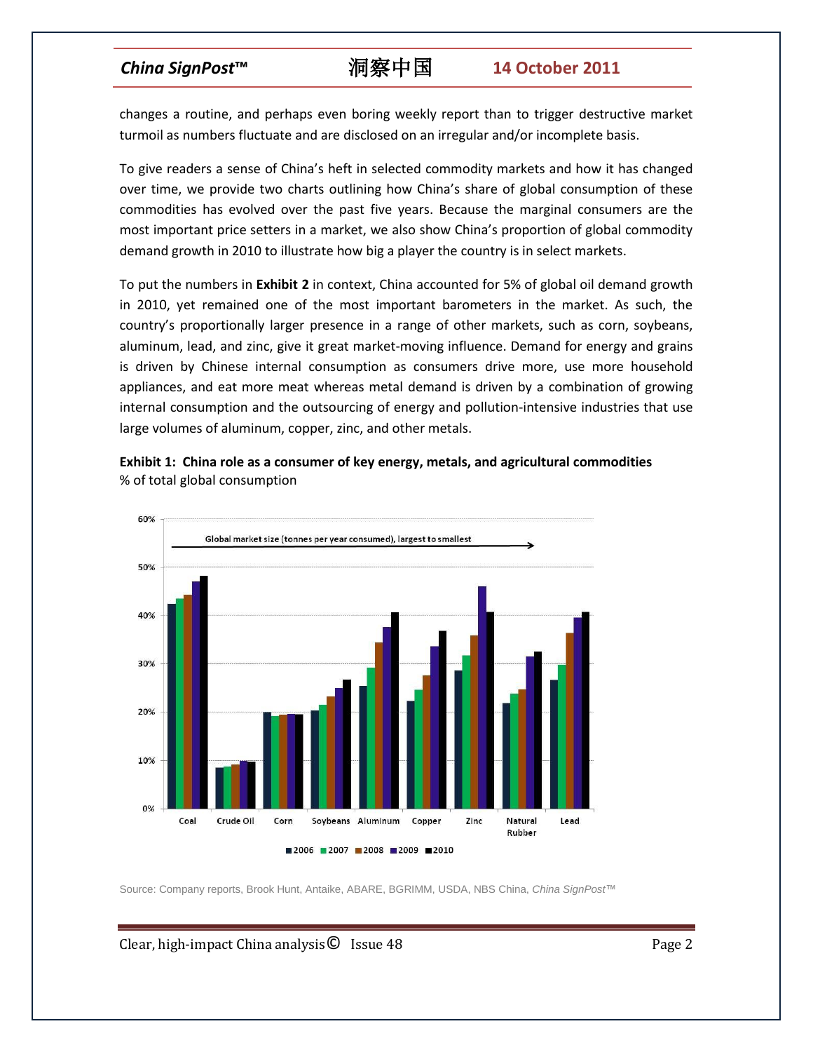changes a routine, and perhaps even boring weekly report than to trigger destructive market turmoil as numbers fluctuate and are disclosed on an irregular and/or incomplete basis.

To give readers a sense of China's heft in selected commodity markets and how it has changed over time, we provide two charts outlining how China's share of global consumption of these commodities has evolved over the past five years. Because the marginal consumers are the most important price setters in a market, we also show China's proportion of global commodity demand growth in 2010 to illustrate how big a player the country is in select markets.

To put the numbers in **Exhibit 2** in context, China accounted for 5% of global oil demand growth in 2010, yet remained one of the most important barometers in the market. As such, the country's proportionally larger presence in a range of other markets, such as corn, soybeans, aluminum, lead, and zinc, give it great market-moving influence. Demand for energy and grains is driven by Chinese internal consumption as consumers drive more, use more household appliances, and eat more meat whereas metal demand is driven by a combination of growing internal consumption and the outsourcing of energy and pollution-intensive industries that use large volumes of aluminum, copper, zinc, and other metals.

**Exhibit 1: China role as a consumer of key energy, metals, and agricultural commodities**
% of total global consumption

Global market size (tonnes per year consumed), largest to smallest →

Source: Company reports, Brook Hunt, Antaike, ABARE, BGRIMM, USDA, NBS China, *China SignPost™*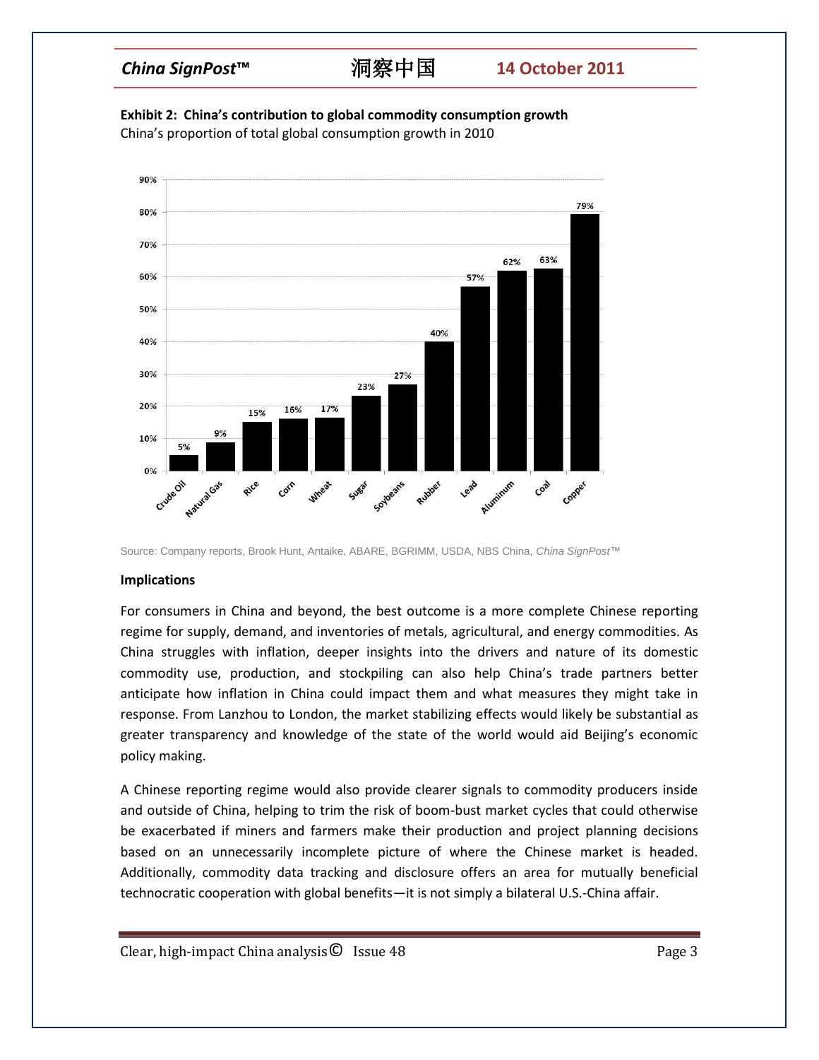**Exhibit 2: China's contribution to global commodity consumption growth**

China's proportion of total global consumption growth in 2010

| Commodity | China's share |
|---|---|
| Crude Oil | 5% |
| Natural Gas | 9% |
| Rice | 15% |
| Corn | 16% |
| Wheat | 17% |
| Sugar | 23% |
| Soybeans | 27% |
| Rubber | 40% |
| Lead | 57% |
| Aluminum | 62% |
| Coal | 63% |
| Copper | 79% |

Source: Company reports, Brook Hunt, Antaike, ABARE, BGRIMM, USDA, NBS China, *China SignPost™*

**Implications**

For consumers in China and beyond, the best outcome is a more complete Chinese reporting regime for supply, demand, and inventories of metals, agricultural, and energy commodities. As China struggles with inflation, deeper insights into the drivers and nature of its domestic commodity use, production, and stockpiling can also help China's trade partners better anticipate how inflation in China could impact them and what measures they might take in response. From Lanzhou to London, the market stabilizing effects would likely be substantial as greater transparency and knowledge of the state of the world would aid Beijing's economic policy making.

A Chinese reporting regime would also provide clearer signals to commodity producers inside and outside of China, helping to trim the risk of boom-bust market cycles that could otherwise be exacerbated if miners and farmers make their production and project planning decisions based on an unnecessarily incomplete picture of where the Chinese market is headed. Additionally, commodity data tracking and disclosure offers an area for mutually beneficial technocratic cooperation with global benefits—it is not simply a bilateral U.S.-China affair.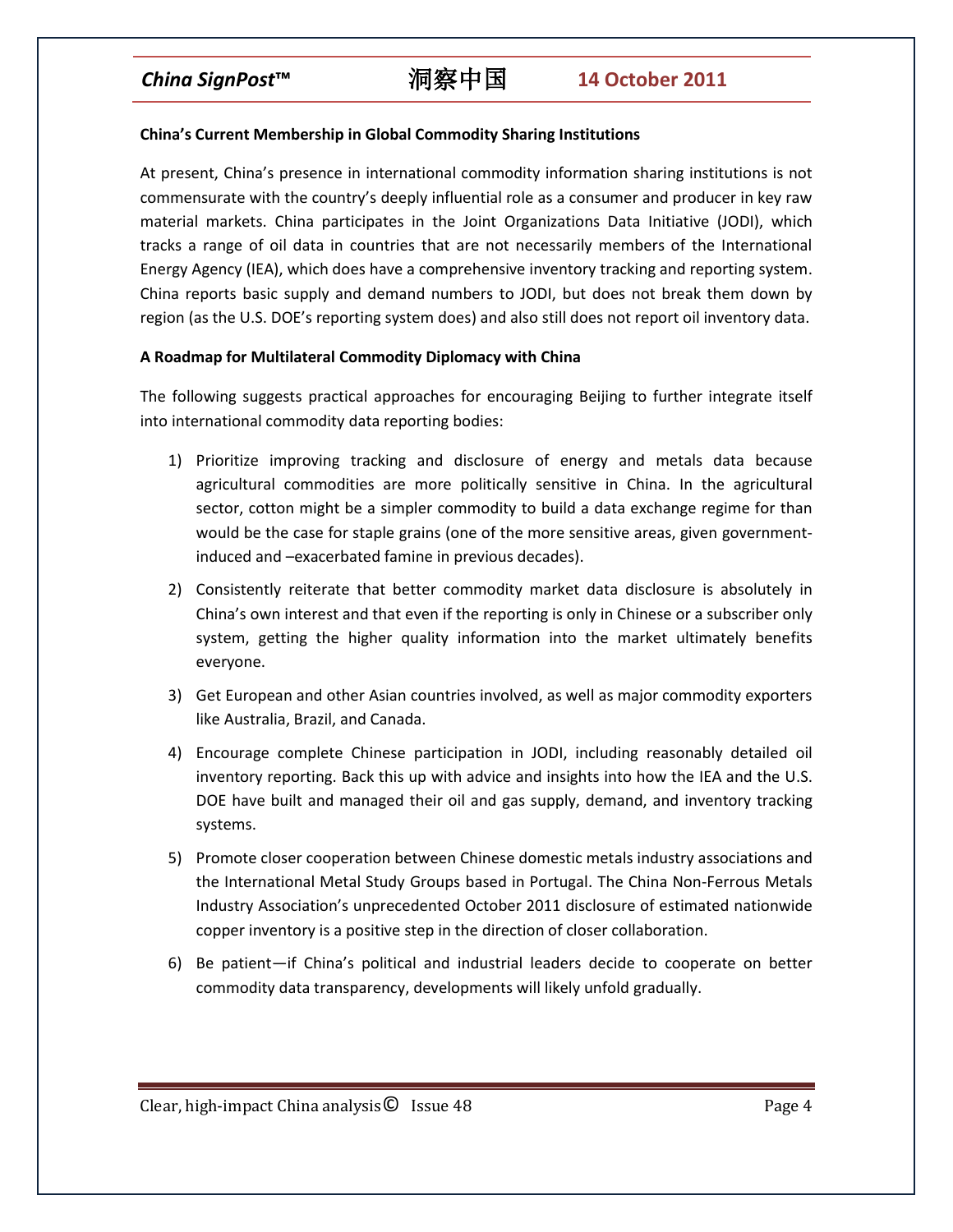**China's Current Membership in Global Commodity Sharing Institutions**

At present, China's presence in international commodity information sharing institutions is not commensurate with the country's deeply influential role as a consumer and producer in key raw material markets. China participates in the Joint Organizations Data Initiative (JODI), which tracks a range of oil data in countries that are not necessarily members of the International Energy Agency (IEA), which does have a comprehensive inventory tracking and reporting system. China reports basic supply and demand numbers to JODI, but does not break them down by region (as the U.S. DOE's reporting system does) and also still does not report oil inventory data.

**A Roadmap for Multilateral Commodity Diplomacy with China**

The following suggests practical approaches for encouraging Beijing to further integrate itself into international commodity data reporting bodies:

1) Prioritize improving tracking and disclosure of energy and metals data because agricultural commodities are more politically sensitive in China. In the agricultural sector, cotton might be a simpler commodity to build a data exchange regime for than would be the case for staple grains (one of the more sensitive areas, given government-induced and –exacerbated famine in previous decades).
2) Consistently reiterate that better commodity market data disclosure is absolutely in China's own interest and that even if the reporting is only in Chinese or a subscriber only system, getting the higher quality information into the market ultimately benefits everyone.
3) Get European and other Asian countries involved, as well as major commodity exporters like Australia, Brazil, and Canada.
4) Encourage complete Chinese participation in JODI, including reasonably detailed oil inventory reporting. Back this up with advice and insights into how the IEA and the U.S. DOE have built and managed their oil and gas supply, demand, and inventory tracking systems.
5) Promote closer cooperation between Chinese domestic metals industry associations and the International Metal Study Groups based in Portugal. The China Non-Ferrous Metals Industry Association's unprecedented October 2011 disclosure of estimated nationwide copper inventory is a positive step in the direction of closer collaboration.
6) Be patient—if China's political and industrial leaders decide to cooperate on better commodity data transparency, developments will likely unfold gradually.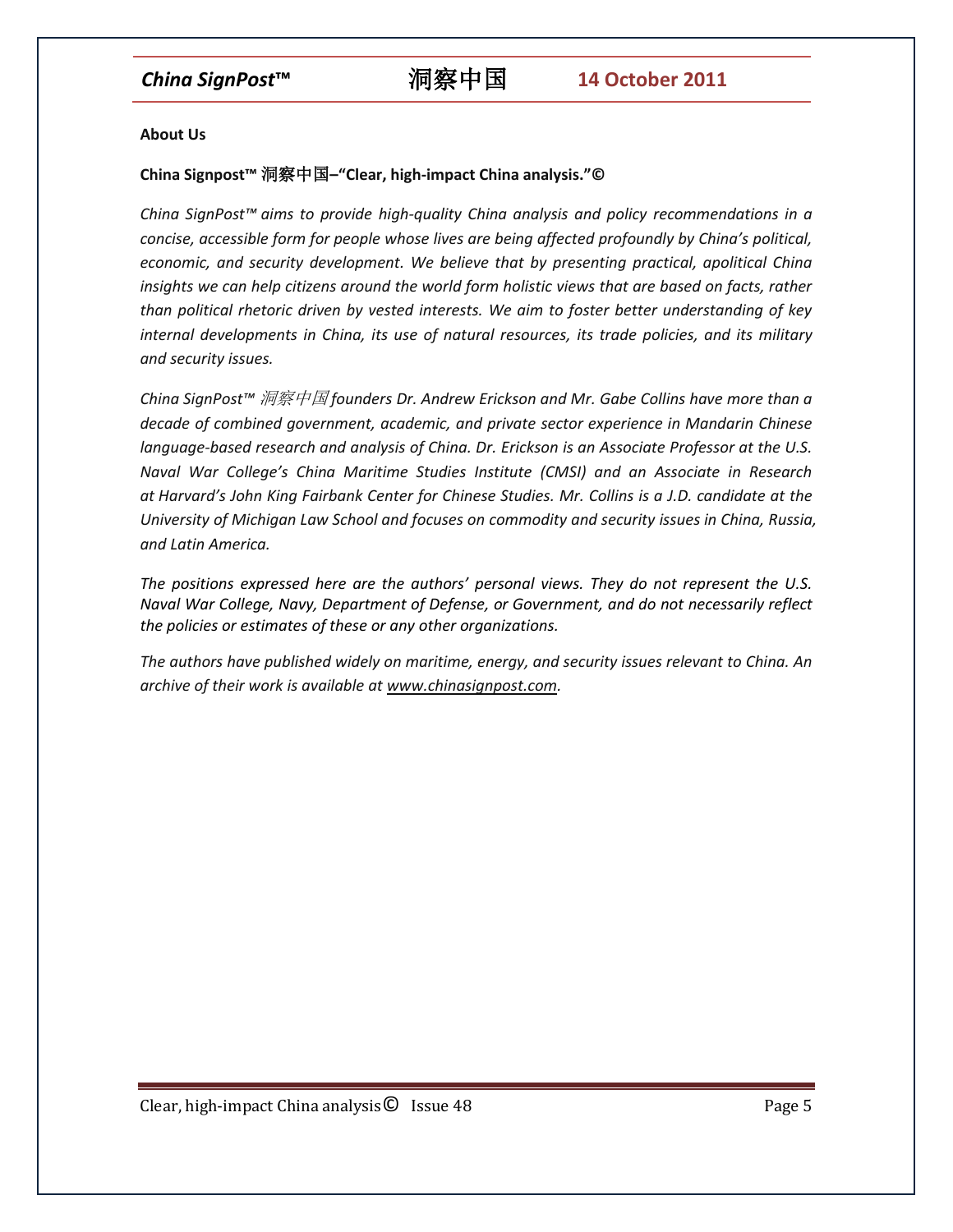**About Us**

**China Signpost™ 洞察中国–"Clear, high-impact China analysis."©**

*China SignPost™ aims to provide high-quality China analysis and policy recommendations in a concise, accessible form for people whose lives are being affected profoundly by China's political, economic, and security development. We believe that by presenting practical, apolitical China insights we can help citizens around the world form holistic views that are based on facts, rather than political rhetoric driven by vested interests. We aim to foster better understanding of key internal developments in China, its use of natural resources, its trade policies, and its military and security issues.*

*China SignPost™ 洞察中国 founders Dr. Andrew Erickson and Mr. Gabe Collins have more than a decade of combined government, academic, and private sector experience in Mandarin Chinese language-based research and analysis of China. Dr. Erickson is an Associate Professor at the U.S. Naval War College's China Maritime Studies Institute (CMSI) and an Associate in Research at Harvard's John King Fairbank Center for Chinese Studies. Mr. Collins is a J.D. candidate at the University of Michigan Law School and focuses on commodity and security issues in China, Russia, and Latin America.*

*The positions expressed here are the authors' personal views. They do not represent the U.S. Naval War College, Navy, Department of Defense, or Government, and do not necessarily reflect the policies or estimates of these or any other organizations.*

*The authors have published widely on maritime, energy, and security issues relevant to China. An archive of their work is available at www.chinasignpost.com.*